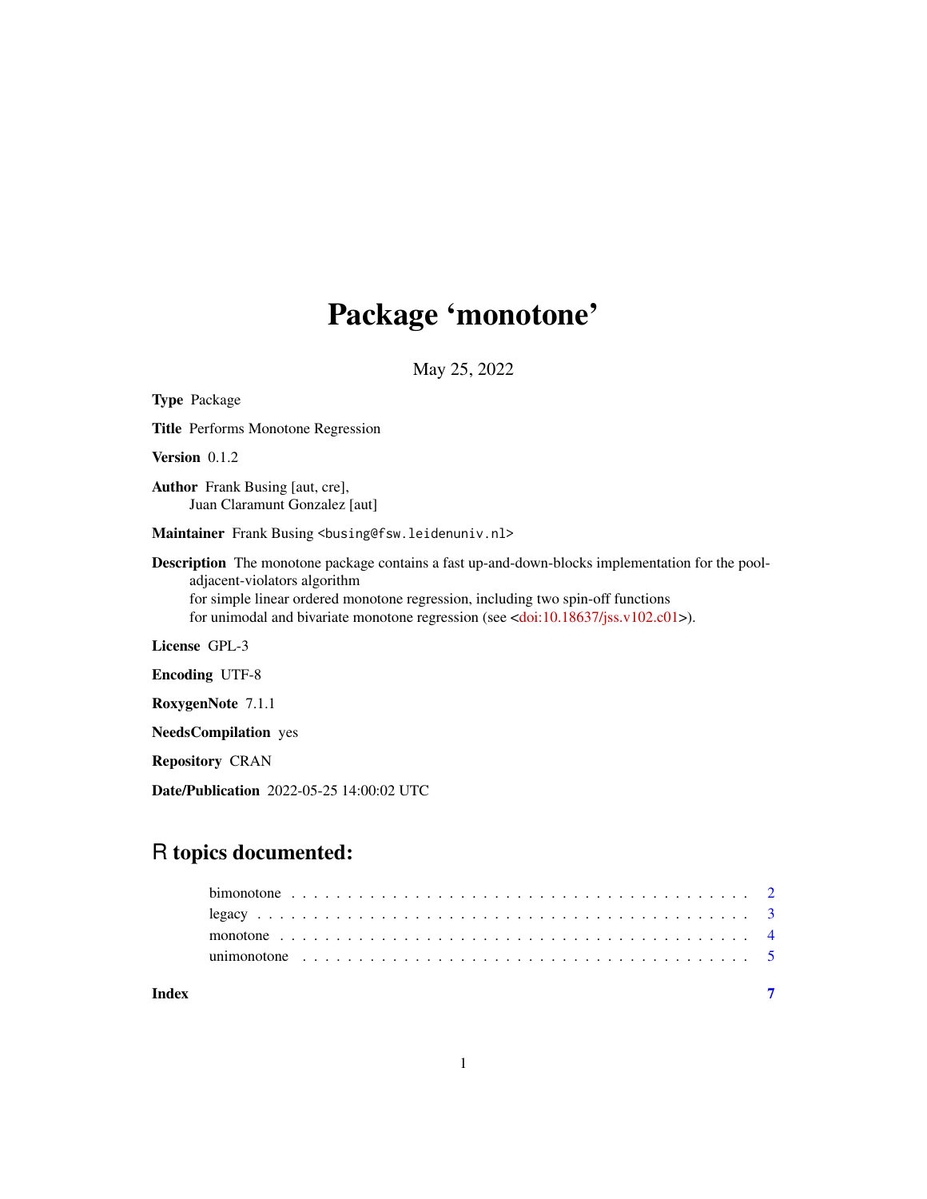# Package 'monotone'

May 25, 2022

**Type** Package

**Title** Performs Monotone Regression

**Version** 0.1.2

**Author** Frank Busing [aut, cre],
Juan Claramunt Gonzalez [aut]

**Maintainer** Frank Busing <busing@fsw.leidenuniv.nl>

**Description** The monotone package contains a fast up-and-down-blocks implementation for the pool-adjacent-violators algorithm
for simple linear ordered monotone regression, including two spin-off functions
for unimodal and bivariate monotone regression (see <doi:10.18637/jss.v102.c01>).

**License** GPL-3

**Encoding** UTF-8

**RoxygenNote** 7.1.1

**NeedsCompilation** yes

**Repository** CRAN

**Date/Publication** 2022-05-25 14:00:02 UTC

## R topics documented:

| | |
|---|---|
| bimonotone | 2 |
| legacy | 3 |
| monotone | 4 |
| unimonotone | 5 |
| **Index** | **7** |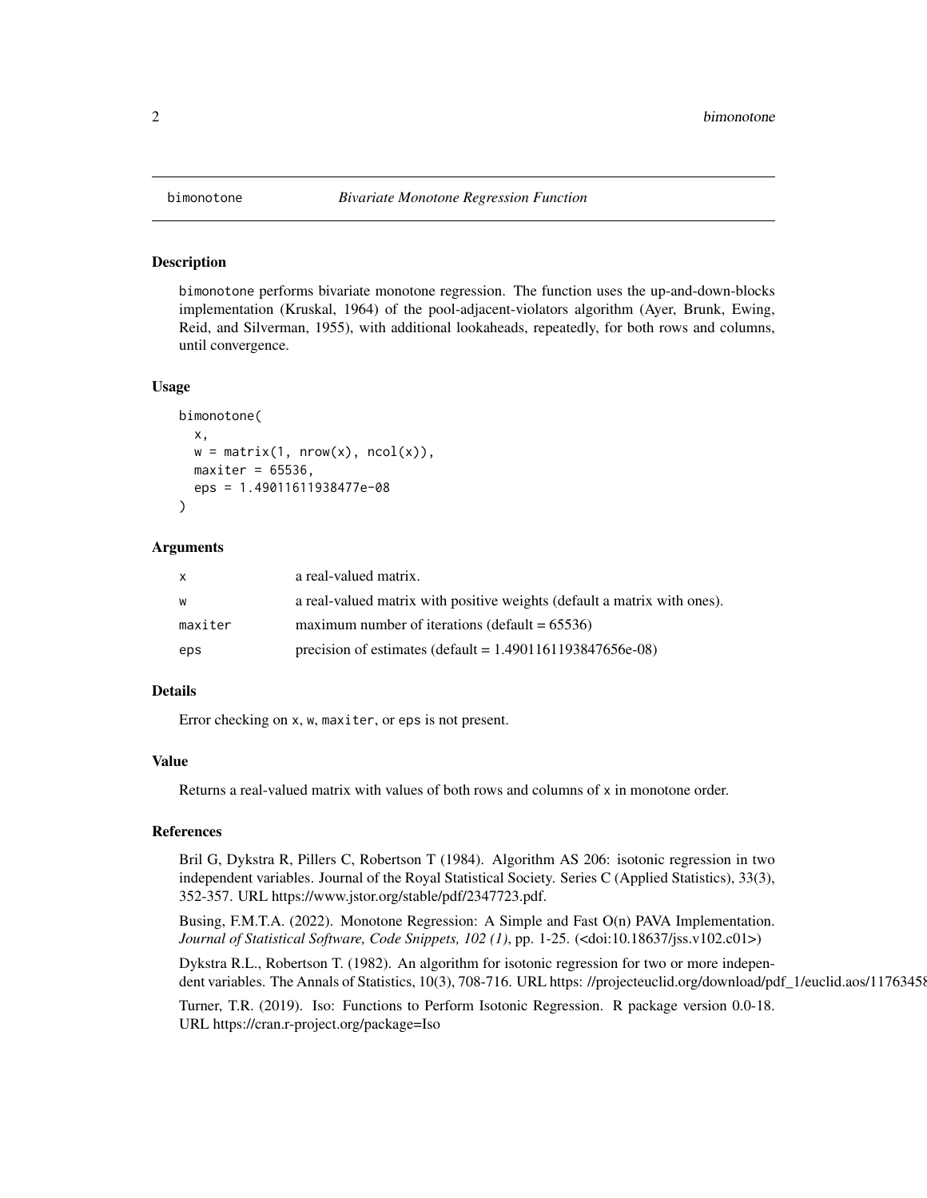## bimonotone — *Bivariate Monotone Regression Function*

### Description

bimonotone performs bivariate monotone regression. The function uses the up-and-down-blocks implementation (Kruskal, 1964) of the pool-adjacent-violators algorithm (Ayer, Brunk, Ewing, Reid, and Silverman, 1955), with additional lookaheads, repeatedly, for both rows and columns, until convergence.

### Usage

```
bimonotone(
  x,
  w = matrix(1, nrow(x), ncol(x)),
  maxiter = 65536,
  eps = 1.49011611938477e-08
)
```

### Arguments

| | |
|---|---|
| x | a real-valued matrix. |
| w | a real-valued matrix with positive weights (default a matrix with ones). |
| maxiter | maximum number of iterations (default = 65536) |
| eps | precision of estimates (default = 1.4901161193847656e-08) |

### Details

Error checking on x, w, maxiter, or eps is not present.

### Value

Returns a real-valued matrix with values of both rows and columns of x in monotone order.

### References

Bril G, Dykstra R, Pillers C, Robertson T (1984). Algorithm AS 206: isotonic regression in two independent variables. Journal of the Royal Statistical Society. Series C (Applied Statistics), 33(3), 352-357. URL https://www.jstor.org/stable/pdf/2347723.pdf.

Busing, F.M.T.A. (2022). Monotone Regression: A Simple and Fast O(n) PAVA Implementation. *Journal of Statistical Software, Code Snippets, 102 (1)*, pp. 1-25. (<doi:10.18637/jss.v102.c01>)

Dykstra R.L., Robertson T. (1982). An algorithm for isotonic regression for two or more independent variables. The Annals of Statistics, 10(3), 708-716. URL https: //projecteuclid.org/download/pdf_1/euclid.aos/11763458

Turner, T.R. (2019). Iso: Functions to Perform Isotonic Regression. R package version 0.0-18. URL https://cran.r-project.org/package=Iso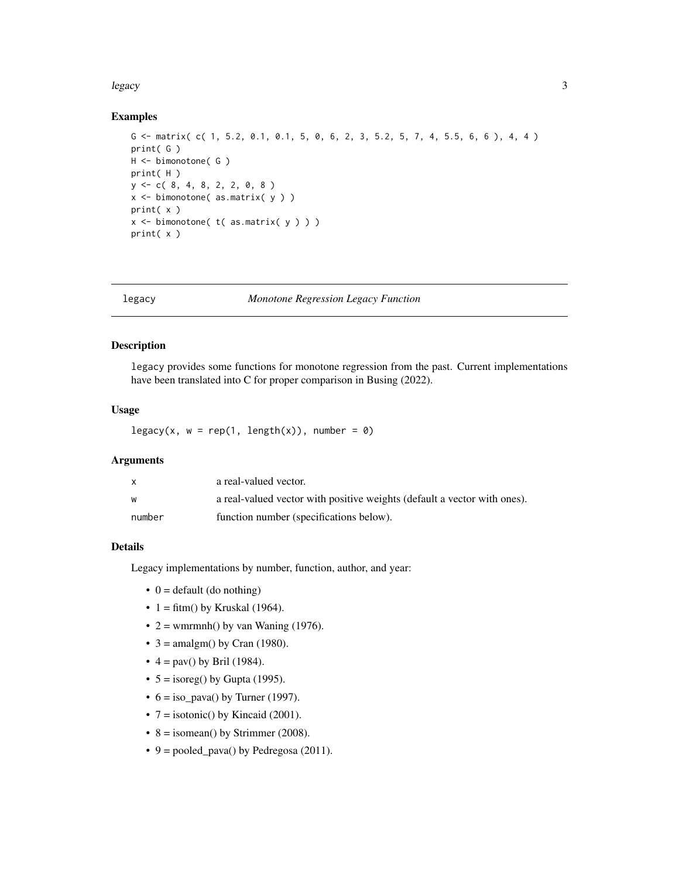## Examples

```
G <- matrix( c( 1, 5.2, 0.1, 0.1, 5, 0, 6, 2, 3, 5.2, 5, 7, 4, 5.5, 6, 6 ), 4, 4 )
print( G )
H <- bimonotone( G )
print( H )
y <- c( 8, 4, 8, 2, 2, 0, 8 )
x <- bimonotone( as.matrix( y ) )
print( x )
x <- bimonotone( t( as.matrix( y ) ) )
print( x )
```

---

# legacy — *Monotone Regression Legacy Function*

## Description

legacy provides some functions for monotone regression from the past. Current implementations have been translated into C for proper comparison in Busing (2022).

## Usage

```
legacy(x, w = rep(1, length(x)), number = 0)
```

## Arguments

| | |
|---|---|
| x | a real-valued vector. |
| w | a real-valued vector with positive weights (default a vector with ones). |
| number | function number (specifications below). |

## Details

Legacy implementations by number, function, author, and year:

- 0 = default (do nothing)
- 1 = fitm() by Kruskal (1964).
- 2 = wmrmnh() by van Waning (1976).
- 3 = amalgm() by Cran (1980).
- 4 = pav() by Bril (1984).
- 5 = isoreg() by Gupta (1995).
- 6 = iso_pava() by Turner (1997).
- 7 = isotonic() by Kincaid (2001).
- 8 = isomean() by Strimmer (2008).
- 9 = pooled_pava() by Pedregosa (2011).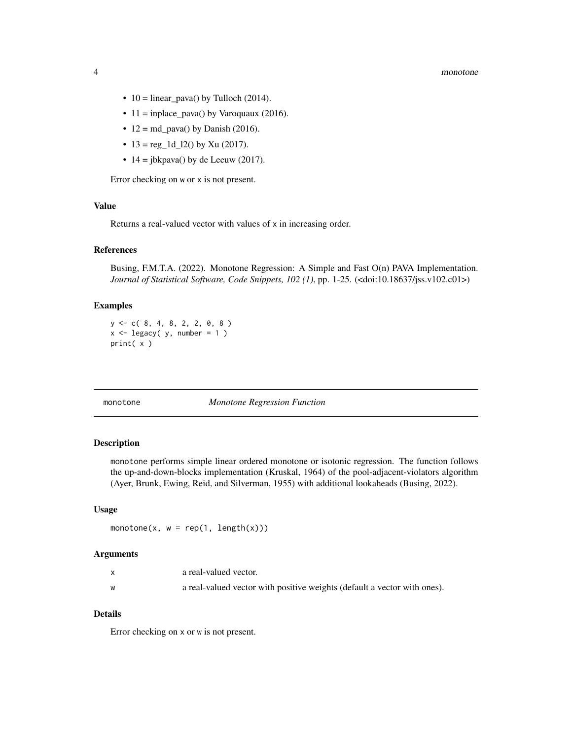- 10 = linear_pava() by Tulloch (2014).
- 11 = inplace_pava() by Varoquaux (2016).
- 12 = md_pava() by Danish (2016).
- 13 = reg_1d_l2() by Xu (2017).
- 14 = jbkpava() by de Leeuw (2017).

Error checking on `w` or `x` is not present.

### Value

Returns a real-valued vector with values of `x` in increasing order.

### References

Busing, F.M.T.A. (2022). Monotone Regression: A Simple and Fast O(n) PAVA Implementation. *Journal of Statistical Software, Code Snippets, 102 (1)*, pp. 1-25. (<doi:10.18637/jss.v102.c01>)

### Examples

```
y <- c( 8, 4, 8, 2, 2, 0, 8 )
x <- legacy( y, number = 1 )
print( x )
```

---

## monotone — *Monotone Regression Function*

---

### Description

`monotone` performs simple linear ordered monotone or isotonic regression. The function follows the up-and-down-blocks implementation (Kruskal, 1964) of the pool-adjacent-violators algorithm (Ayer, Brunk, Ewing, Reid, and Silverman, 1955) with additional lookaheads (Busing, 2022).

### Usage

```
monotone(x, w = rep(1, length(x)))
```

### Arguments

| | |
|---|---|
| x | a real-valued vector. |
| w | a real-valued vector with positive weights (default a vector with ones). |

### Details

Error checking on `x` or `w` is not present.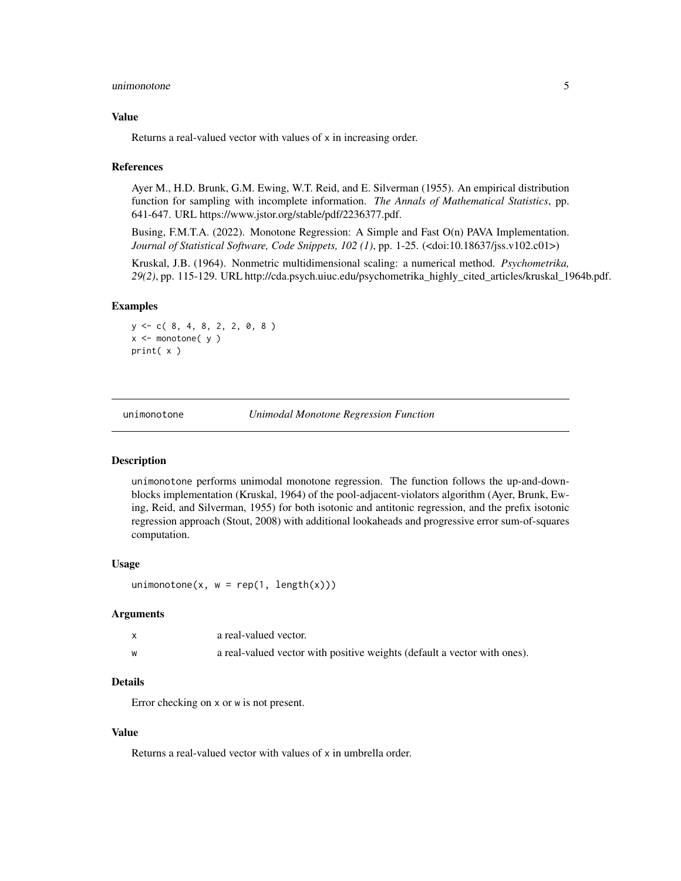### Value

Returns a real-valued vector with values of x in increasing order.

### References

Ayer M., H.D. Brunk, G.M. Ewing, W.T. Reid, and E. Silverman (1955). An empirical distribution function for sampling with incomplete information. *The Annals of Mathematical Statistics*, pp. 641-647. URL https://www.jstor.org/stable/pdf/2236377.pdf.

Busing, F.M.T.A. (2022). Monotone Regression: A Simple and Fast O(n) PAVA Implementation. *Journal of Statistical Software, Code Snippets, 102 (1)*, pp. 1-25. (<doi:10.18637/jss.v102.c01>)

Kruskal, J.B. (1964). Nonmetric multidimensional scaling: a numerical method. *Psychometrika, 29(2)*, pp. 115-129. URL http://cda.psych.uiuc.edu/psychometrika_highly_cited_articles/kruskal_1964b.pdf.

### Examples

```
y <- c( 8, 4, 8, 2, 2, 0, 8 )
x <- monotone( y )
print( x )
```

---

## unimonotone *Unimodal Monotone Regression Function*

---

### Description

unimonotone performs unimodal monotone regression. The function follows the up-and-down-blocks implementation (Kruskal, 1964) of the pool-adjacent-violators algorithm (Ayer, Brunk, Ewing, Reid, and Silverman, 1955) for both isotonic and antitonic regression, and the prefix isotonic regression approach (Stout, 2008) with additional lookaheads and progressive error sum-of-squares computation.

### Usage

```
unimonotone(x, w = rep(1, length(x)))
```

### Arguments

| | |
|---|---|
| x | a real-valued vector. |
| w | a real-valued vector with positive weights (default a vector with ones). |

### Details

Error checking on x or w is not present.

### Value

Returns a real-valued vector with values of x in umbrella order.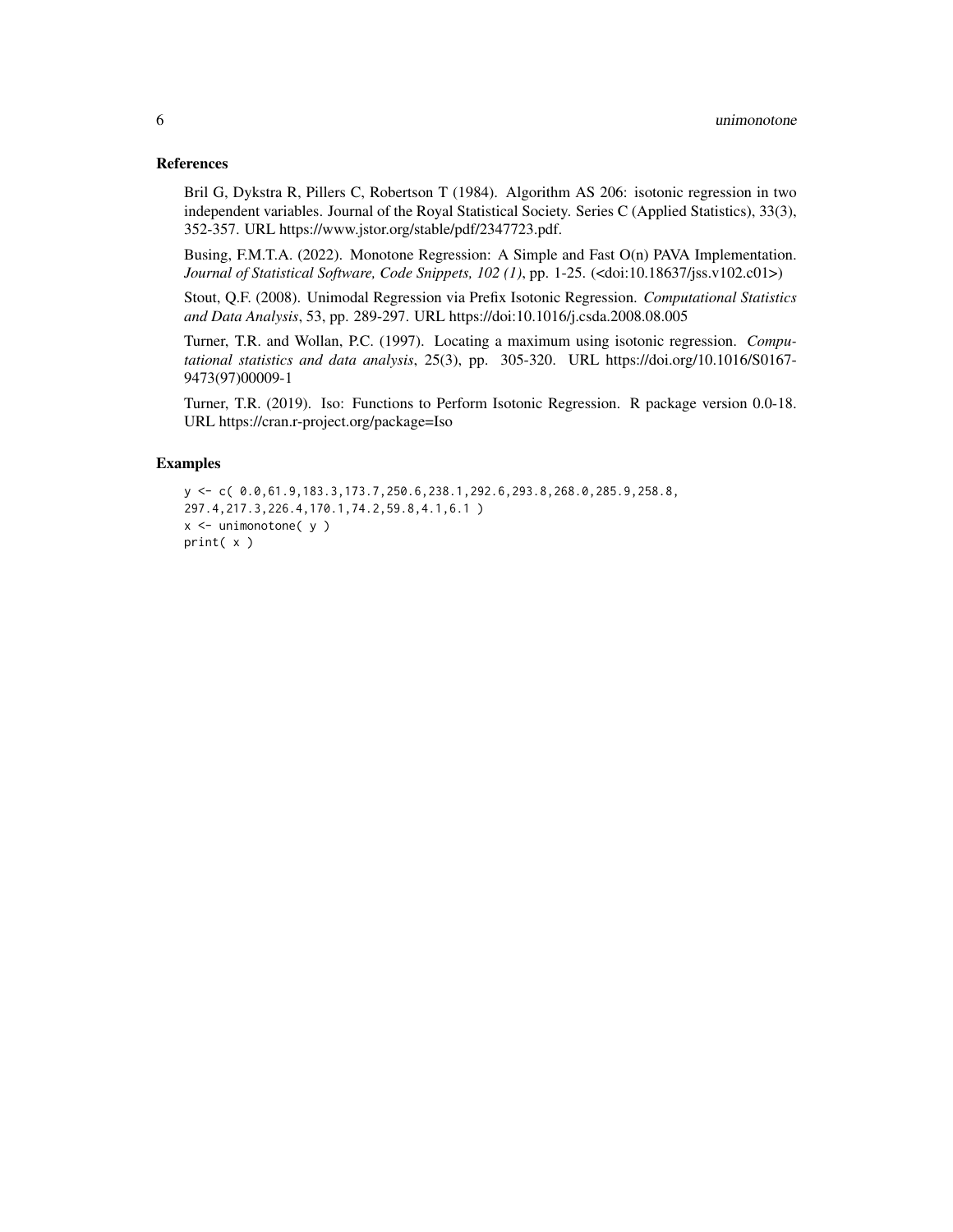### References

Bril G, Dykstra R, Pillers C, Robertson T (1984). Algorithm AS 206: isotonic regression in two independent variables. Journal of the Royal Statistical Society. Series C (Applied Statistics), 33(3), 352-357. URL https://www.jstor.org/stable/pdf/2347723.pdf.

Busing, F.M.T.A. (2022). Monotone Regression: A Simple and Fast O(n) PAVA Implementation. *Journal of Statistical Software, Code Snippets, 102 (1)*, pp. 1-25. (<doi:10.18637/jss.v102.c01>)

Stout, Q.F. (2008). Unimodal Regression via Prefix Isotonic Regression. *Computational Statistics and Data Analysis*, 53, pp. 289-297. URL https://doi:10.1016/j.csda.2008.08.005

Turner, T.R. and Wollan, P.C. (1997). Locating a maximum using isotonic regression. *Computational statistics and data analysis*, 25(3), pp. 305-320. URL https://doi.org/10.1016/S0167-9473(97)00009-1

Turner, T.R. (2019). Iso: Functions to Perform Isotonic Regression. R package version 0.0-18. URL https://cran.r-project.org/package=Iso

### Examples

```
y <- c( 0.0,61.9,183.3,173.7,250.6,238.1,292.6,293.8,268.0,285.9,258.8,
297.4,217.3,226.4,170.1,74.2,59.8,4.1,6.1 )
x <- unimonotone( y )
print( x )
```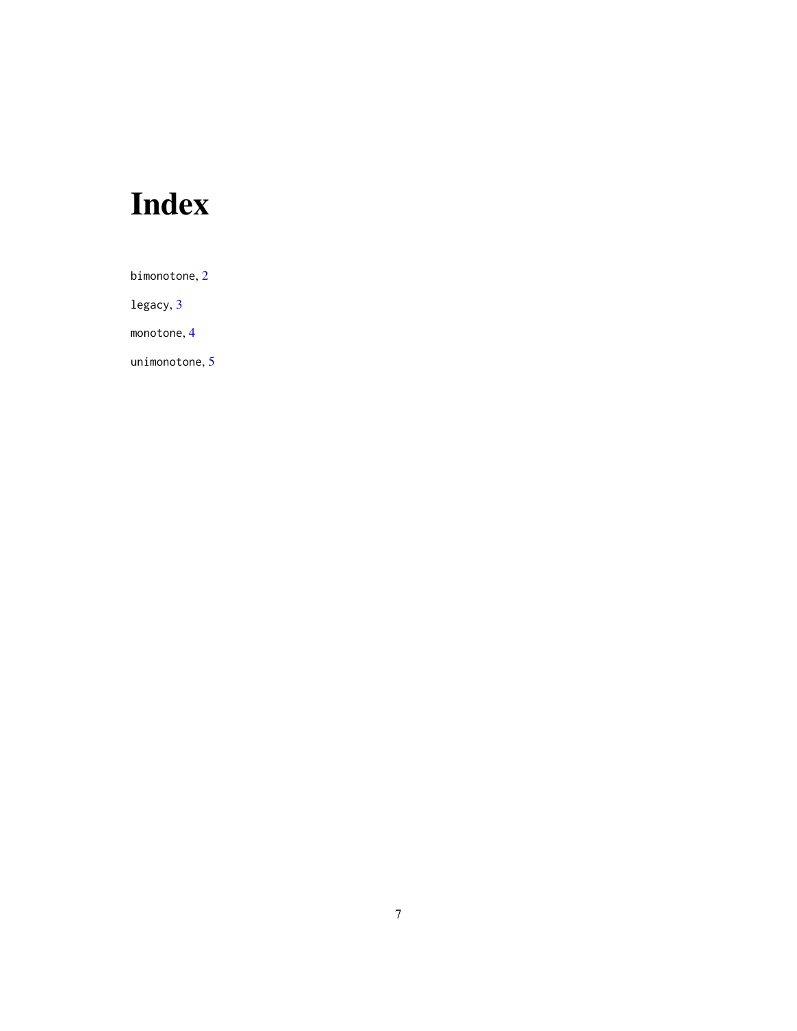# Index

`bimonotone`, 2

`legacy`, 3

`monotone`, 4

`unimonotone`, 5